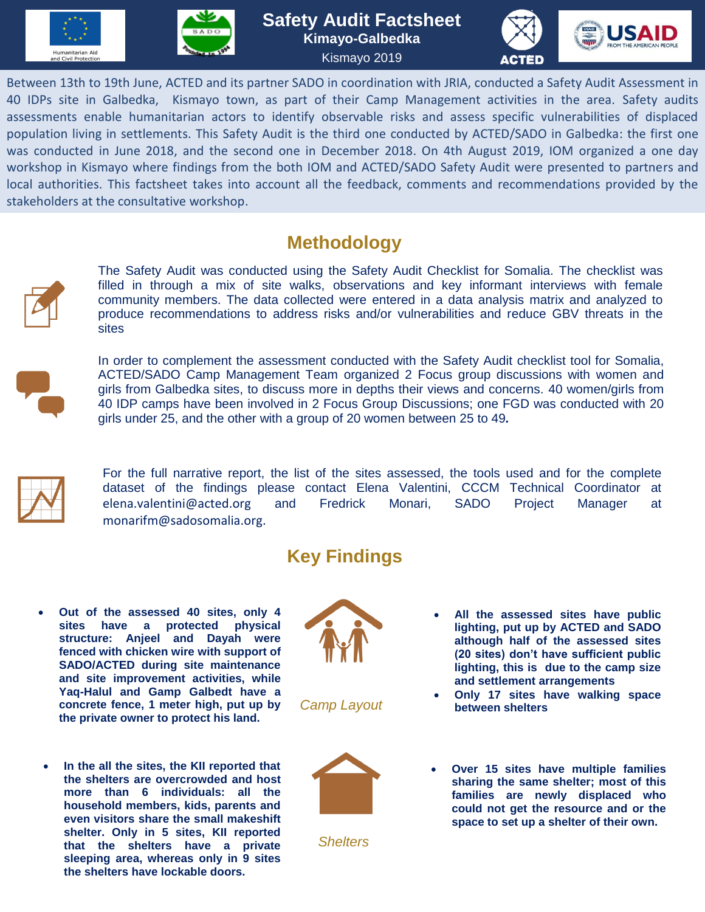# Safety Audit Factsheet

**Kimayo-Galbedka**

Kismayo 2019

Between 13th to 19th June, ACTED and its partner SADO in coordination with JRIA, conducted a Safety Audit Assessment in 40 IDPs site in Galbedka, Kismayo town, as part of their Camp Management activities in the area. Safety audits assessments enable humanitarian actors to identify observable risks and assess specific vulnerabilities of displaced population living in settlements. This Safety Audit is the third one conducted by ACTED/SADO in Galbedka: the first one was conducted in June 2018, and the second one in December 2018. On 4th August 2019, IOM organized a one day workshop in Kismayo where findings from the both IOM and ACTED/SADO Safety Audit were presented to partners and local authorities. This factsheet takes into account all the feedback, comments and recommendations provided by the stakeholders at the consultative workshop.

## Methodology

The Safety Audit was conducted using the Safety Audit Checklist for Somalia. The checklist was filled in through a mix of site walks, observations and key informant interviews with female community members. The data collected were entered in a data analysis matrix and analyzed to produce recommendations to address risks and/or vulnerabilities and reduce GBV threats in the sites

In order to complement the assessment conducted with the Safety Audit checklist tool for Somalia, ACTED/SADO Camp Management Team organized 2 Focus group discussions with women and girls from Galbedka sites, to discuss more in depths their views and concerns. 40 women/girls from 40 IDP camps have been involved in 2 Focus Group Discussions; one FGD was conducted with 20 girls under 25, and the other with a group of 20 women between 25 to 49*.*

For the full narrative report, the list of the sites assessed, the tools used and for the complete dataset of the findings please contact Elena Valentini, CCCM Technical Coordinator at elena.valentini@acted.org and Fredrick Monari, SADO Project Manager at monarifm@sadosomalia.org.

## Key Findings

### *Camp Layout*

- **Out of the assessed 40 sites, only 4 sites have a protected physical structure: Anjeel and Dayah were fenced with chicken wire with support of SADO/ACTED during site maintenance and site improvement activities, while Yaq-Halul and Gamp Galbedt have a concrete fence, 1 meter high, put up by the private owner to protect his land.**
- **All the assessed sites have public lighting, put up by ACTED and SADO although half of the assessed sites (20 sites) don't have sufficient public lighting, this is due to the camp size and settlement arrangements**
- **Only 17 sites have walking space between shelters**

### *Shelters*

- **In the all the sites, the KII reported that the shelters are overcrowded and host more than 6 individuals: all the household members, kids, parents and even visitors share the small makeshift shelter. Only in 5 sites, KII reported that the shelters have a private sleeping area, whereas only in 9 sites the shelters have lockable doors.**
- **Over 15 sites have multiple families sharing the same shelter; most of this families are newly displaced who could not get the resource and or the space to set up a shelter of their own.**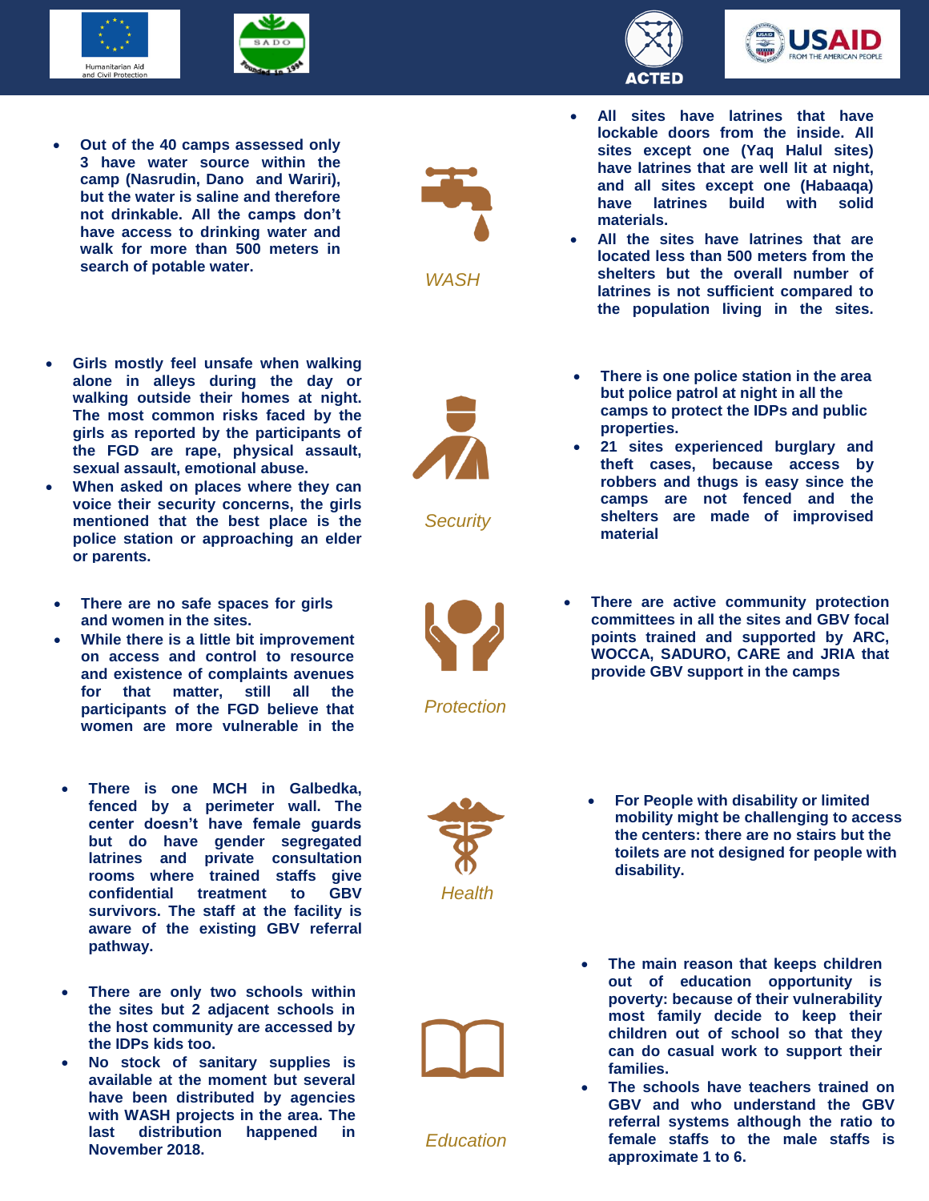## WASH

- Out of the 40 camps assessed only 3 have water source within the camp (Nasrudin, Dano and Wariri), but the water is saline and therefore not drinkable. All the camps don't have access to drinking water and walk for more than 500 meters in search of potable water.

- All sites have latrines that have lockable doors from the inside. All sites except one (Yaq Halul sites) have latrines that are well lit at night, and all sites except one (Habaaqa) have latrines build with solid materials.
- All the sites have latrines that are located less than 500 meters from the shelters but the overall number of latrines is not sufficient compared to the population living in the sites.

## Security

- Girls mostly feel unsafe when walking alone in alleys during the day or walking outside their homes at night. The most common risks faced by the girls as reported by the participants of the FGD are rape, physical assault, sexual assault, emotional abuse.
- When asked on places where they can voice their security concerns, the girls mentioned that the best place is the police station or approaching an elder or parents.

- There is one police station in the area but police patrol at night in all the camps to protect the IDPs and public properties.
- 21 sites experienced burglary and theft cases, because access by robbers and thugs is easy since the camps are not fenced and the shelters are made of improvised material

## Protection

- There are no safe spaces for girls and women in the sites.
- While there is a little bit improvement on access and control to resource and existence of complaints avenues for that matter, still all the participants of the FGD believe that women are more vulnerable in the

- There are active community protection committees in all the sites and GBV focal points trained and supported by ARC, WOCCA, SADURO, CARE and JRIA that provide GBV support in the camps

## Health

- There is one MCH in Galbedka, fenced by a perimeter wall. The center doesn't have female guards but do have gender segregated latrines and private consultation rooms where trained staffs give confidential treatment to GBV survivors. The staff at the facility is aware of the existing GBV referral pathway.

- For People with disability or limited mobility might be challenging to access the centers: there are no stairs but the toilets are not designed for people with disability.

## Education

- There are only two schools within the sites but 2 adjacent schools in the host community are accessed by the IDPs kids too.
- No stock of sanitary supplies is available at the moment but several have been distributed by agencies with WASH projects in the area. The last distribution happened in November 2018.

- The main reason that keeps children out of education opportunity is poverty: because of their vulnerability most family decide to keep their children out of school so that they can do casual work to support their families.
- The schools have teachers trained on GBV and who understand the GBV referral systems although the ratio to female staffs to the male staffs is approximate 1 to 6.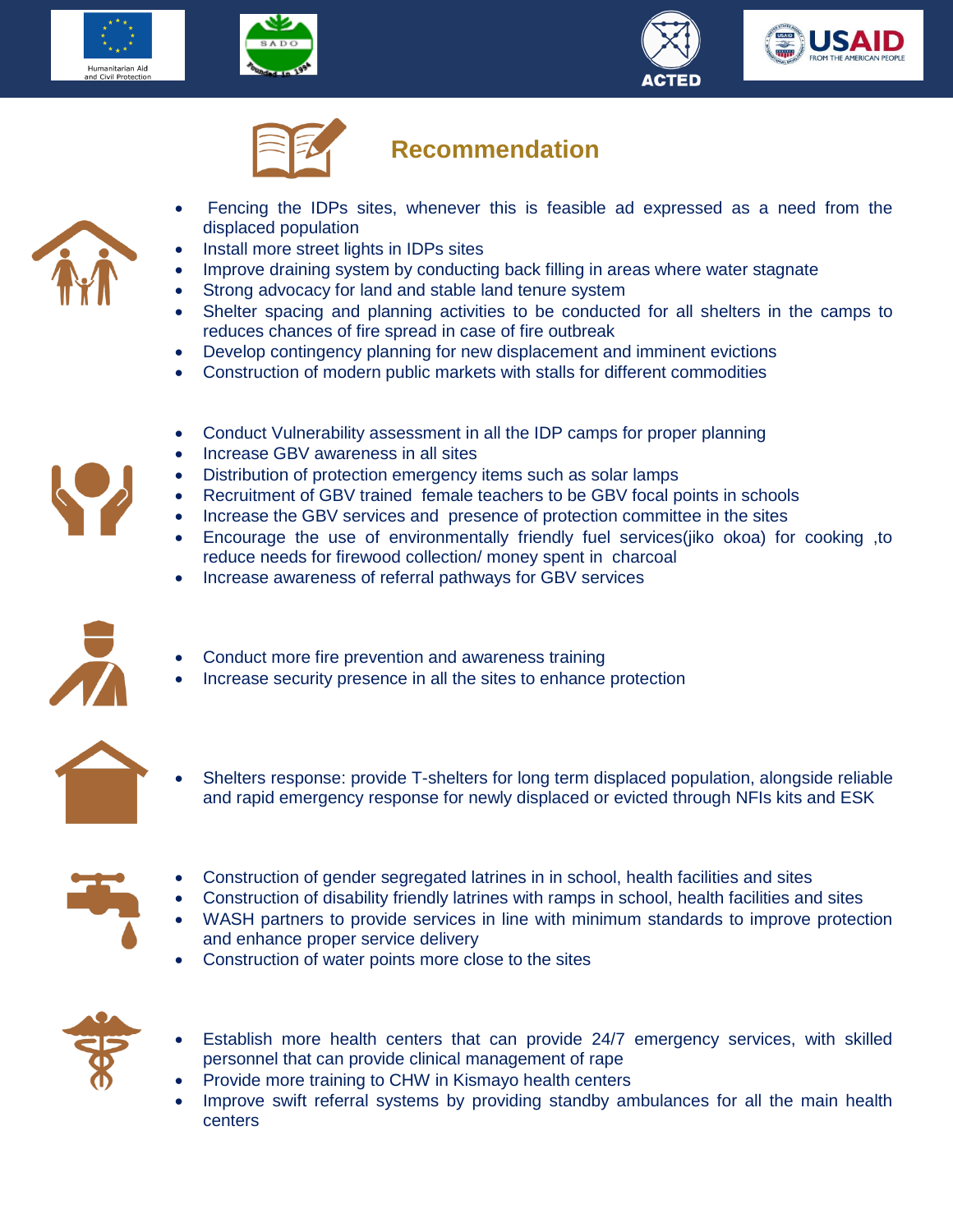## Recommendation

- Fencing the IDPs sites, whenever this is feasible ad expressed as a need from the displaced population
- Install more street lights in IDPs sites
- Improve draining system by conducting back filling in areas where water stagnate
- Strong advocacy for land and stable land tenure system
- Shelter spacing and planning activities to be conducted for all shelters in the camps to reduces chances of fire spread in case of fire outbreak
- Develop contingency planning for new displacement and imminent evictions
- Construction of modern public markets with stalls for different commodities

- Conduct Vulnerability assessment in all the IDP camps for proper planning
- Increase GBV awareness in all sites
- Distribution of protection emergency items such as solar lamps
- Recruitment of GBV trained female teachers to be GBV focal points in schools
- Increase the GBV services and presence of protection committee in the sites
- Encourage the use of environmentally friendly fuel services(jiko okoa) for cooking ,to reduce needs for firewood collection/ money spent in charcoal
- Increase awareness of referral pathways for GBV services

- Conduct more fire prevention and awareness training
- Increase security presence in all the sites to enhance protection

- Shelters response: provide T-shelters for long term displaced population, alongside reliable and rapid emergency response for newly displaced or evicted through NFIs kits and ESK

- Construction of gender segregated latrines in in school, health facilities and sites
- Construction of disability friendly latrines with ramps in school, health facilities and sites
- WASH partners to provide services in line with minimum standards to improve protection and enhance proper service delivery
- Construction of water points more close to the sites

- Establish more health centers that can provide 24/7 emergency services, with skilled personnel that can provide clinical management of rape
- Provide more training to CHW in Kismayo health centers
- Improve swift referral systems by providing standby ambulances for all the main health centers